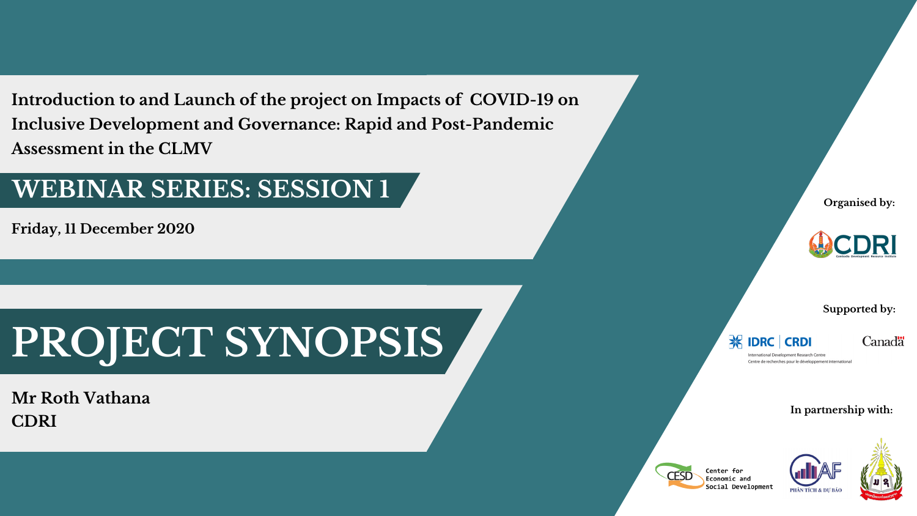**Introduction to and Launch of the project on Impacts of COVID-19 on Inclusive Development and Governance: Rapid and Post-Pandemic Assessment in the CLMV**

## WEBINAR SERIES: SESSION 1

**Friday, 11 December 2020**

# PROJECT SYNOPSIS

**Mr Roth Vathana**
**CDRI**

**Organised by:**

CDRI
Cambodia Development Resource Institute

**Supported by:**

IDRC | CRDI
International Development Research Centre
Centre de recherches pour le développement international

Canada

**In partnership with:**

CESD Center for Economic and Social Development

CAF PHÂN TÍCH & DỰ BÁO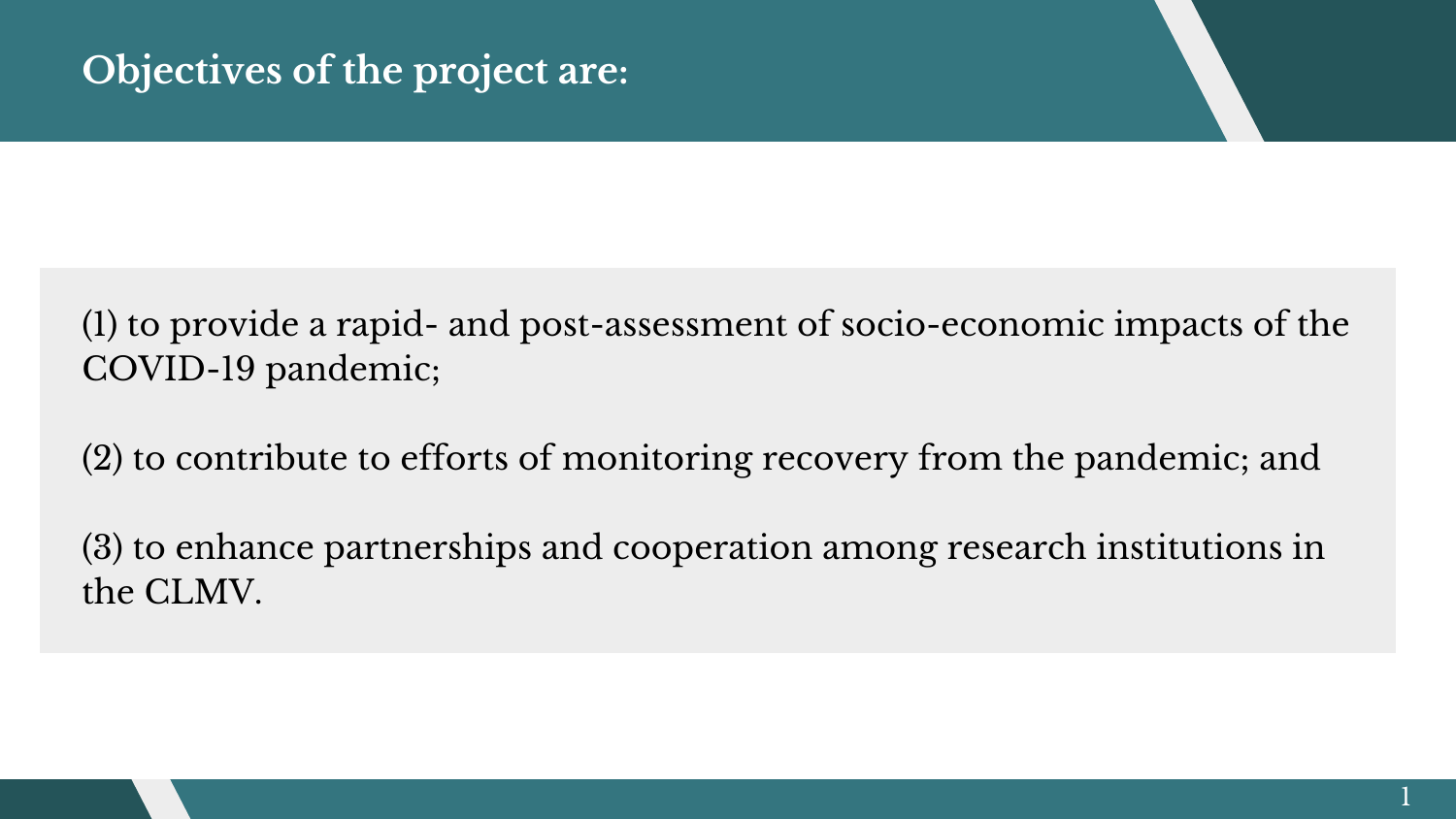# Objectives of the project are:

(1) to provide a rapid- and post-assessment of socio-economic impacts of the COVID-19 pandemic;

(2) to contribute to efforts of monitoring recovery from the pandemic; and

(3) to enhance partnerships and cooperation among research institutions in the CLMV.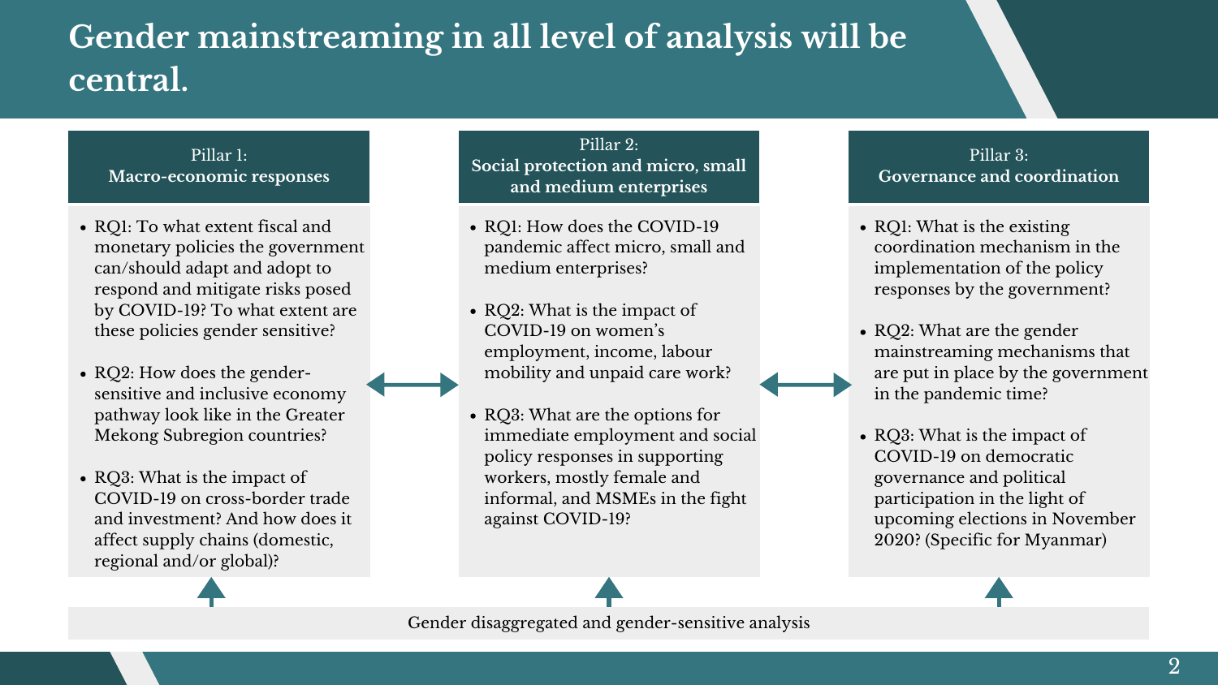# Gender mainstreaming in all level of analysis will be central.

## Pillar 1: Macro-economic responses

- RQ1: To what extent fiscal and monetary policies the government can/should adapt and adopt to respond and mitigate risks posed by COVID-19? To what extent are these policies gender sensitive?
- RQ2: How does the gender-sensitive and inclusive economy pathway look like in the Greater Mekong Subregion countries?
- RQ3: What is the impact of COVID-19 on cross-border trade and investment? And how does it affect supply chains (domestic, regional and/or global)?

## Pillar 2: Social protection and micro, small and medium enterprises

- RQ1: How does the COVID-19 pandemic affect micro, small and medium enterprises?
- RQ2: What is the impact of COVID-19 on women's employment, income, labour mobility and unpaid care work?
- RQ3: What are the options for immediate employment and social policy responses in supporting workers, mostly female and informal, and MSMEs in the fight against COVID-19?

## Pillar 3: Governance and coordination

- RQ1: What is the existing coordination mechanism in the implementation of the policy responses by the government?
- RQ2: What are the gender mainstreaming mechanisms that are put in place by the government in the pandemic time?
- RQ3: What is the impact of COVID-19 on democratic governance and political participation in the light of upcoming elections in November 2020? (Specific for Myanmar)

Gender disaggregated and gender-sensitive analysis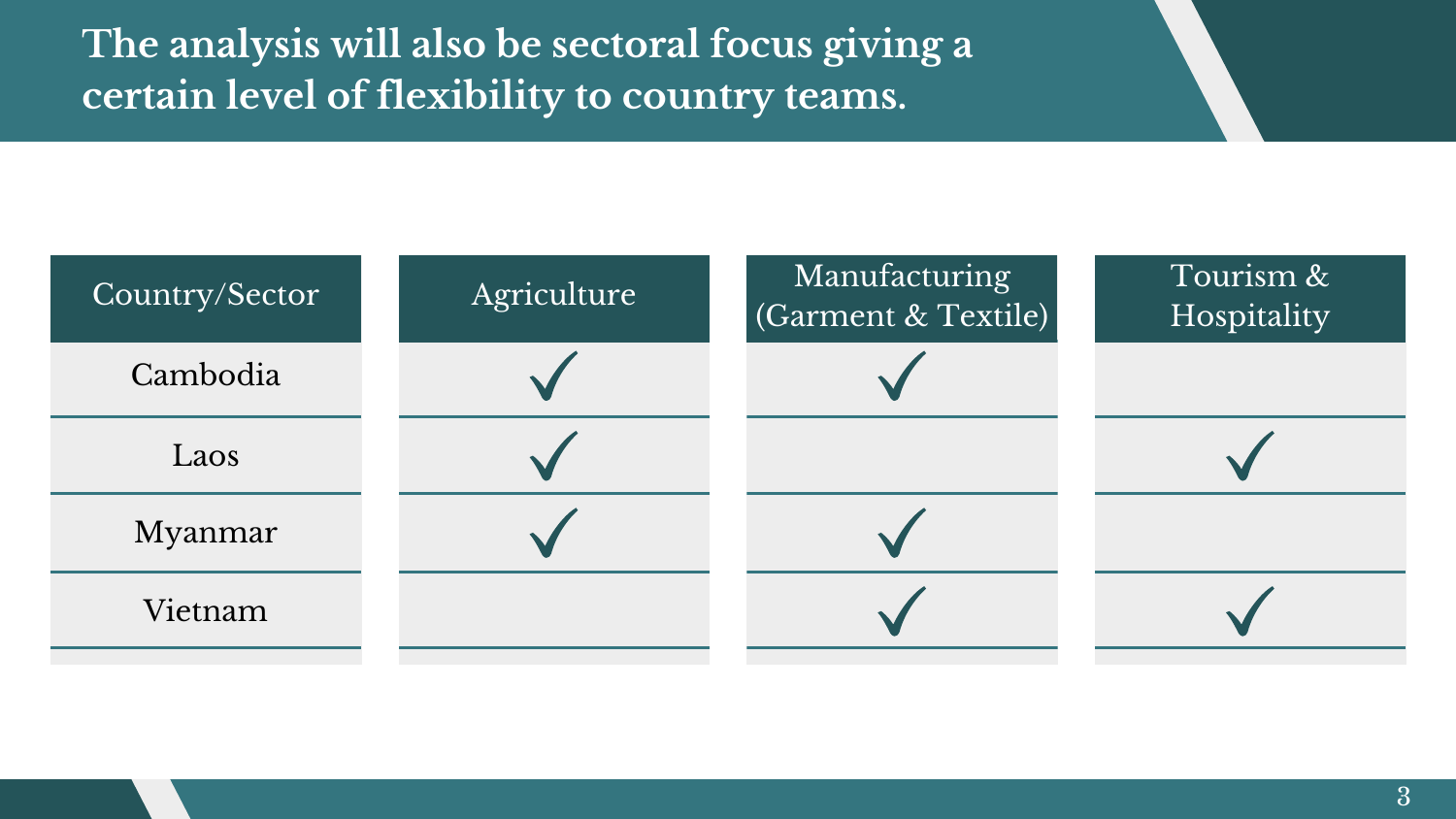# The analysis will also be sectoral focus giving a certain level of flexibility to country teams.

| Country/Sector | Agriculture | Manufacturing (Garment & Textile) | Tourism & Hospitality |
|---|---|---|---|
| Cambodia | ✓ | ✓ | |
| Laos | ✓ | | ✓ |
| Myanmar | ✓ | ✓ | |
| Vietnam | | ✓ | ✓ |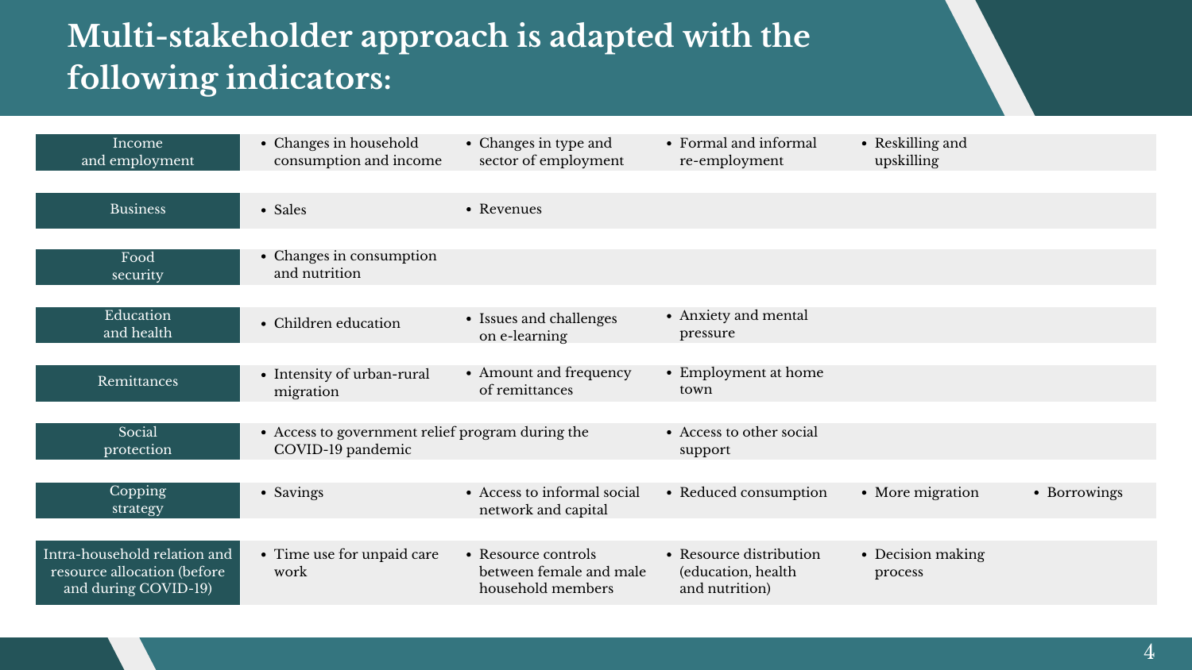# Multi-stakeholder approach is adapted with the following indicators:

| Indicator | | | | | |
|---|---|---|---|---|---|
| Income and employment | • Changes in household consumption and income | • Changes in type and sector of employment | • Formal and informal re-employment | • Reskilling and upskilling | |
| Business | • Sales | • Revenues | | | |
| Food security | • Changes in consumption and nutrition | | | | |
| Education and health | • Children education | • Issues and challenges on e-learning | • Anxiety and mental pressure | | |
| Remittances | • Intensity of urban-rural migration | • Amount and frequency of remittances | • Employment at home town | | |
| Social protection | • Access to government relief program during the COVID-19 pandemic | | • Access to other social support | | |
| Copping strategy | • Savings | • Access to informal social network and capital | • Reduced consumption | • More migration | • Borrowings |
| Intra-household relation and resource allocation (before and during COVID-19) | • Time use for unpaid care work | • Resource controls between female and male household members | • Resource distribution (education, health and nutrition) | • Decision making process | |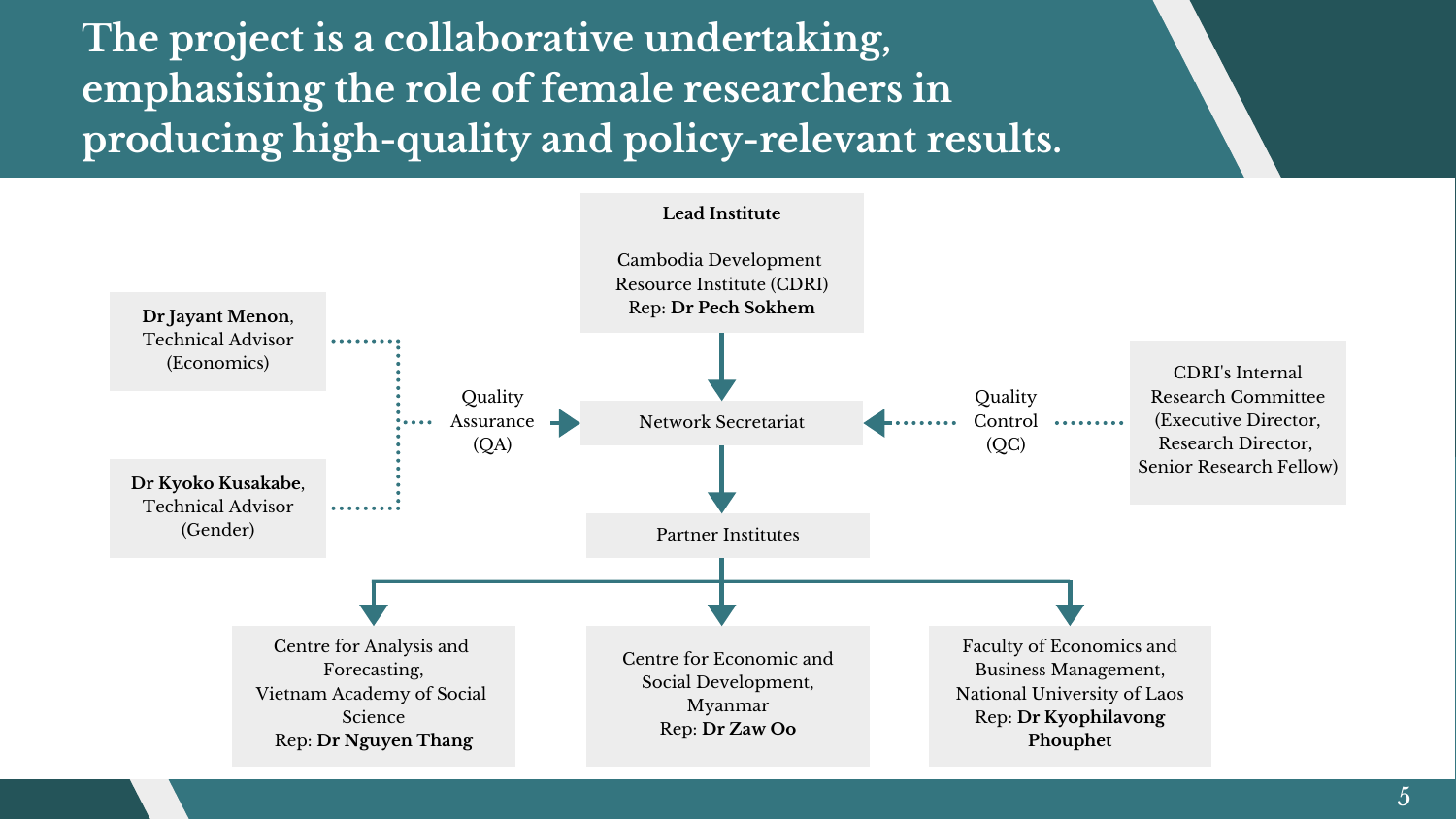# The project is a collaborative undertaking, emphasising the role of female researchers in producing high-quality and policy-relevant results.

**Lead Institute**

Cambodia Development Resource Institute (CDRI)
Rep: **Dr Pech Sokhem**

**Dr Jayant Menon**, Technical Advisor (Economics)

**Dr Kyoko Kusakabe**, Technical Advisor (Gender)

Quality Assurance (QA)

Network Secretariat

Quality Control (QC)

CDRI's Internal Research Committee (Executive Director, Research Director, Senior Research Fellow)

Partner Institutes

Centre for Analysis and Forecasting, Vietnam Academy of Social Science
Rep: **Dr Nguyen Thang**

Centre for Economic and Social Development, Myanmar
Rep: **Dr Zaw Oo**

Faculty of Economics and Business Management, National University of Laos
Rep: **Dr Kyophilavong Phouphet**